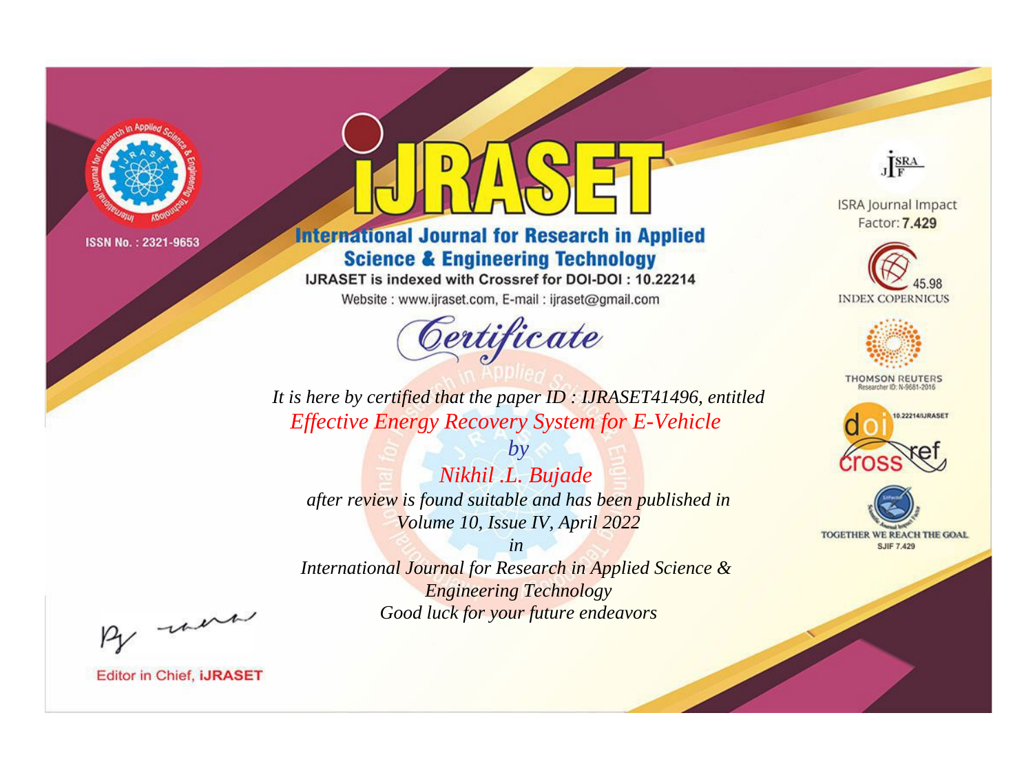ISSN No. : 2321-9653

# IJRASET

## International Journal for Research in Applied Science & Engineering Technology

IJRASET is indexed with Crossref for DOI-DOI : 10.22214

Website : www.ijraset.com, E-mail : ijraset@gmail.com

ISRA Journal Impact Factor: **7.429**

45.98 INDEX COPERNICUS

THOMSON REUTERS Researcher ID: N-9681-2016

10.22214/IJRASET

TOGETHER WE REACH THE GOAL SJIF 7.429

# *Certificate*

*It is here by certified that the paper ID : IJRASET41496, entitled*

*Effective Energy Recovery System for E-Vehicle*

*by*

*Nikhil .L. Bujade*

*after review is found suitable and has been published in*

*Volume 10, Issue IV, April 2022*

*in*

*International Journal for Research in Applied Science & Engineering Technology*

*Good luck for your future endeavors*

Editor in Chief, **iJRASET**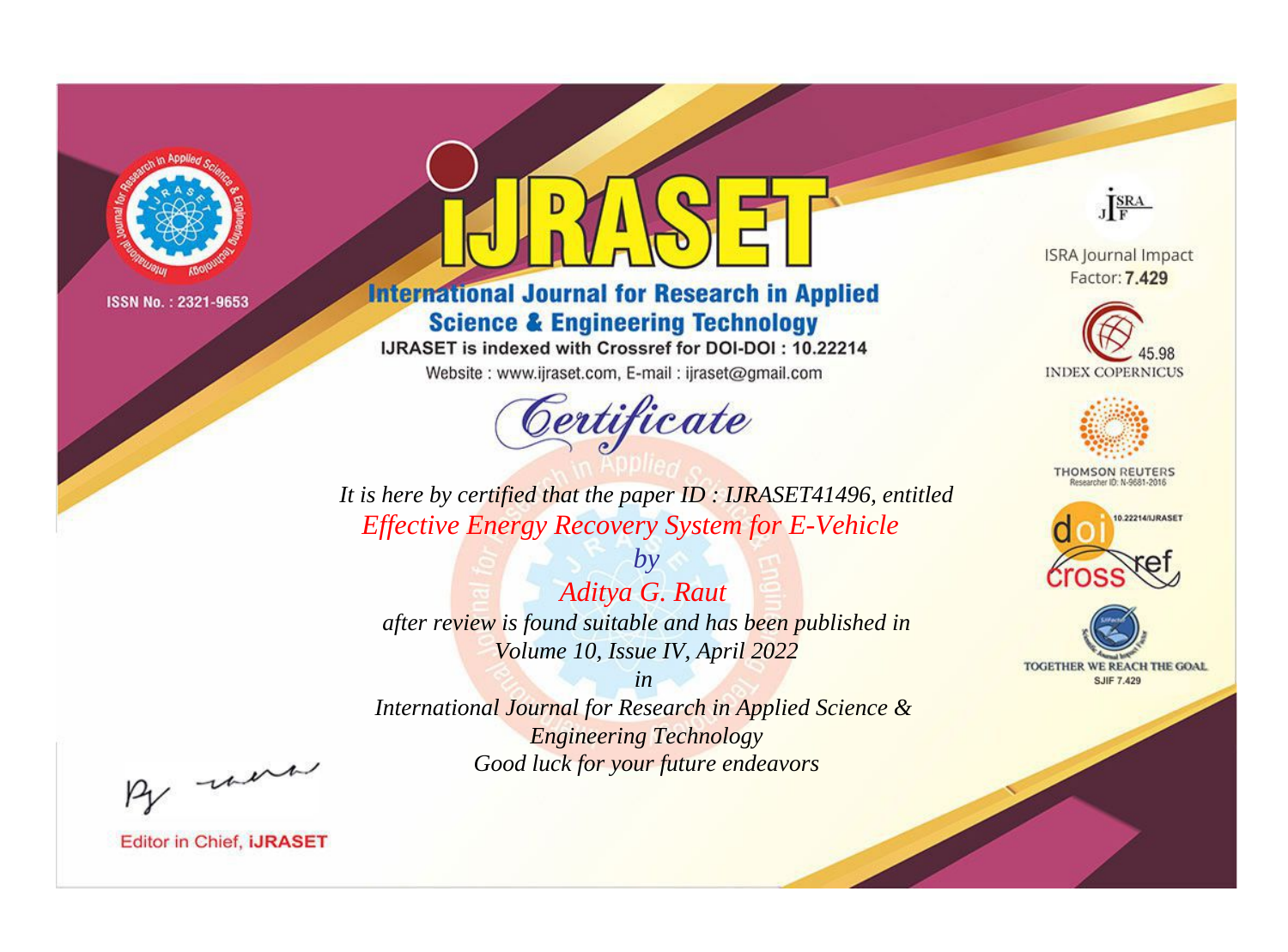ISSN No. : 2321-9653

# iJRASET

## International Journal for Research in Applied Science & Engineering Technology

IJRASET is indexed with Crossref for DOI-DOI : 10.22214

Website : www.ijraset.com, E-mail : ijraset@gmail.com

ISRA Journal Impact Factor: **7.429**

45.98 INDEX COPERNICUS

THOMSON REUTERS Researcher ID: N-9681-2016

10.22214/IJRASET

TOGETHER WE REACH THE GOAL SJIF 7.429

# *Certificate*

*It is here by certified that the paper ID : IJRASET41496, entitled*

*Effective Energy Recovery System for E-Vehicle*

*by*

*Aditya G. Raut*

*after review is found suitable and has been published in*

*Volume 10, Issue IV, April 2022*

*in*

*International Journal for Research in Applied Science & Engineering Technology*

*Good luck for your future endeavors*

Editor in Chief, **iJRASET**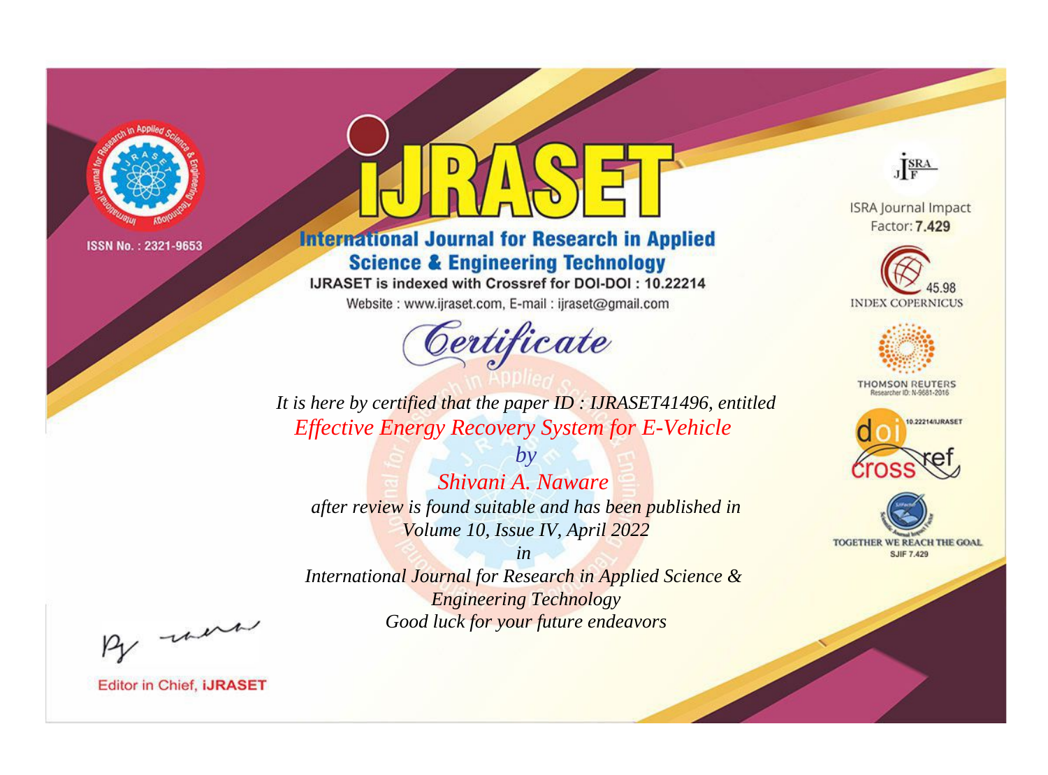ISSN No. : 2321-9653

# iJRASET

## International Journal for Research in Applied Science & Engineering Technology

IJRASET is indexed with Crossref for DOI-DOI : 10.22214

Website : www.ijraset.com, E-mail : ijraset@gmail.com

ISRA Journal Impact Factor: **7.429**

45.98 INDEX COPERNICUS

THOMSON REUTERS Researcher ID: N-9681-2016

10.22214/IJRASET

TOGETHER WE REACH THE GOAL SJIF 7.429

# *Certificate*

*It is here by certified that the paper ID : IJRASET41496, entitled*

*Effective Energy Recovery System for E-Vehicle*

*by*

*Shivani A. Naware*

*after review is found suitable and has been published in*

*Volume 10, Issue IV, April 2022*

*in*

*International Journal for Research in Applied Science & Engineering Technology*

*Good luck for your future endeavors*

Editor in Chief, **iJRASET**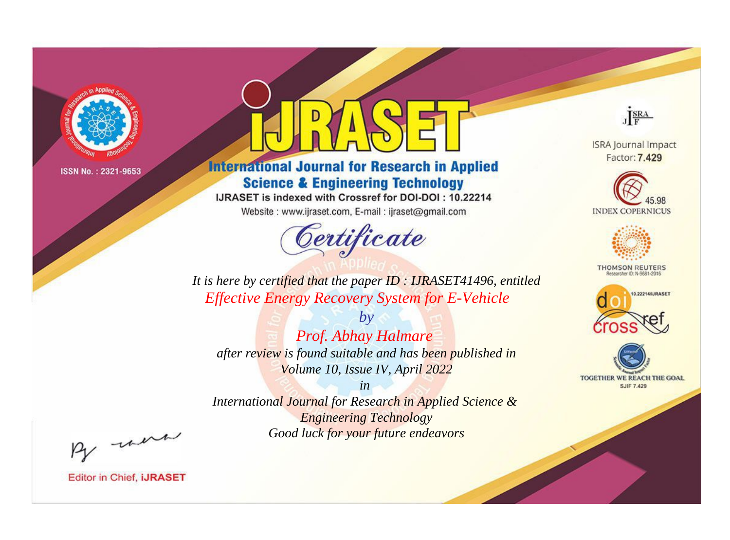ISSN No. : 2321-9653

# IJRASET

## International Journal for Research in Applied Science & Engineering Technology

IJRASET is indexed with Crossref for DOI-DOI : 10.22214

Website : www.ijraset.com, E-mail : ijraset@gmail.com

ISRA Journal Impact Factor: **7.429**

45.98 INDEX COPERNICUS

THOMSON REUTERS Researcher ID: N-9681-2016

10.22214/IJRASET

TOGETHER WE REACH THE GOAL SJIF 7.429

*Certificate*

*It is here by certified that the paper ID : IJRASET41496, entitled*

*Effective Energy Recovery System for E-Vehicle*

*by*

*Prof. Abhay Halmare*

*after review is found suitable and has been published in*

*Volume 10, Issue IV, April 2022*

*in*

*International Journal for Research in Applied Science & Engineering Technology*

*Good luck for your future endeavors*

Editor in Chief, **iJRASET**